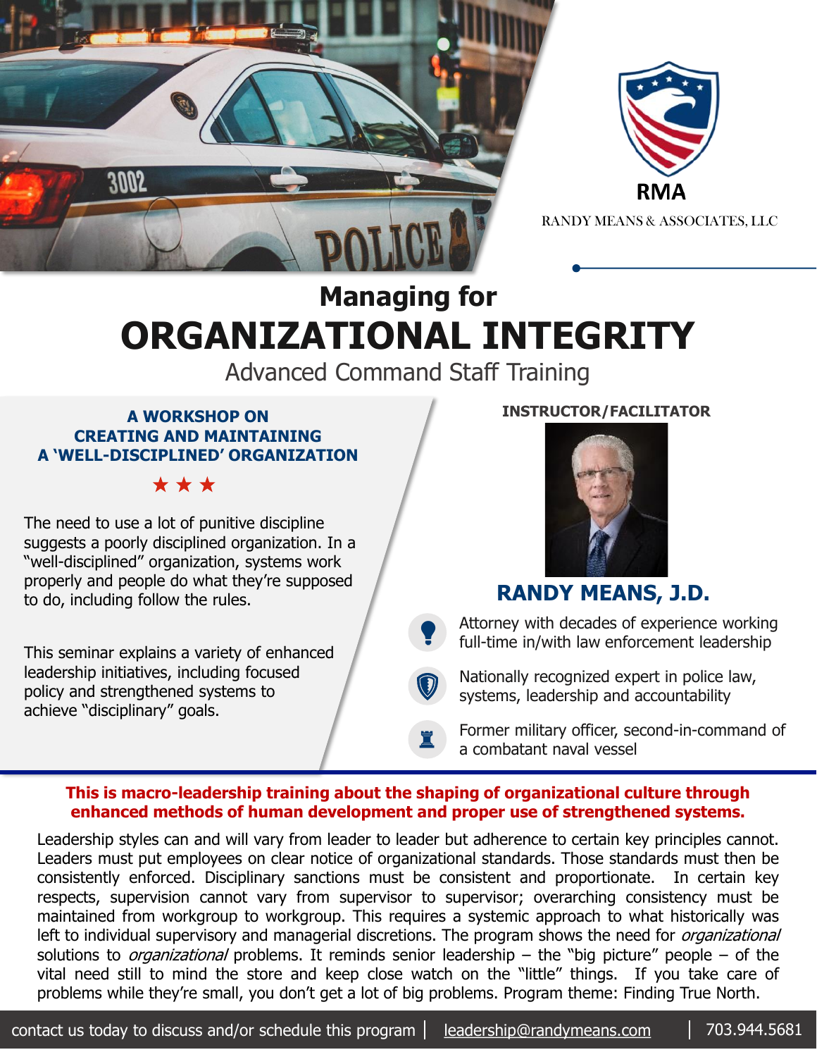RMA

RANDY MEANS & ASSOCIATES, LLC

# Managing for
# ORGANIZATIONAL INTEGRITY

## Advanced Command Staff Training

### A WORKSHOP ON CREATING AND MAINTAINING A 'WELL-DISCIPLINED' ORGANIZATION

★ ★ ★

The need to use a lot of punitive discipline suggests a poorly disciplined organization. In a "well-disciplined" organization, systems work properly and people do what they're supposed to do, including follow the rules.

This seminar explains a variety of enhanced leadership initiatives, including focused policy and strengthened systems to achieve "disciplinary" goals.

**INSTRUCTOR/FACILITATOR**

### RANDY MEANS, J.D.

- Attorney with decades of experience working full-time in/with law enforcement leadership
- Nationally recognized expert in police law, systems, leadership and accountability
- Former military officer, second-in-command of a combatant naval vessel

**This is macro-leadership training about the shaping of organizational culture through enhanced methods of human development and proper use of strengthened systems.**

Leadership styles can and will vary from leader to leader but adherence to certain key principles cannot. Leaders must put employees on clear notice of organizational standards. Those standards must then be consistently enforced. Disciplinary sanctions must be consistent and proportionate. In certain key respects, supervision cannot vary from supervisor to supervisor; overarching consistency must be maintained from workgroup to workgroup. This requires a systemic approach to what historically was left to individual supervisory and managerial discretions. The program shows the need for *organizational* solutions to *organizational* problems. It reminds senior leadership – the "big picture" people – of the vital need still to mind the store and keep close watch on the "little" things. If you take care of problems while they're small, you don't get a lot of big problems. Program theme: Finding True North.

contact us today to discuss and/or schedule this program | leadership@randymeans.com | 703.944.5681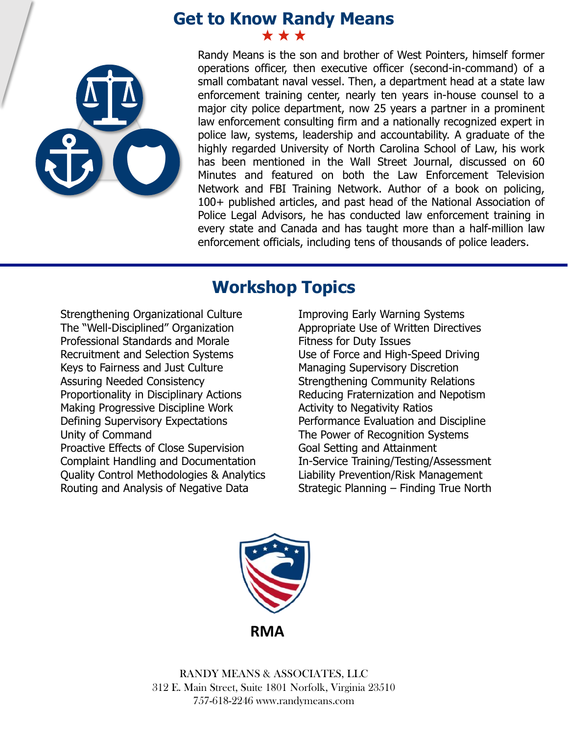# Get to Know Randy Means

★ ★ ★

Randy Means is the son and brother of West Pointers, himself former operations officer, then executive officer (second-in-command) of a small combatant naval vessel. Then, a department head at a state law enforcement training center, nearly ten years in-house counsel to a major city police department, now 25 years a partner in a prominent law enforcement consulting firm and a nationally recognized expert in police law, systems, leadership and accountability. A graduate of the highly regarded University of North Carolina School of Law, his work has been mentioned in the Wall Street Journal, discussed on 60 Minutes and featured on both the Law Enforcement Television Network and FBI Training Network. Author of a book on policing, 100+ published articles, and past head of the National Association of Police Legal Advisors, he has conducted law enforcement training in every state and Canada and has taught more than a half-million law enforcement officials, including tens of thousands of police leaders.

## Workshop Topics

- Strengthening Organizational Culture
- The "Well-Disciplined" Organization
- Professional Standards and Morale
- Recruitment and Selection Systems
- Keys to Fairness and Just Culture
- Assuring Needed Consistency
- Proportionality in Disciplinary Actions
- Making Progressive Discipline Work
- Defining Supervisory Expectations
- Unity of Command
- Proactive Effects of Close Supervision
- Complaint Handling and Documentation
- Quality Control Methodologies & Analytics
- Routing and Analysis of Negative Data
- Improving Early Warning Systems
- Appropriate Use of Written Directives
- Fitness for Duty Issues
- Use of Force and High-Speed Driving
- Managing Supervisory Discretion
- Strengthening Community Relations
- Reducing Fraternization and Nepotism
- Activity to Negativity Ratios
- Performance Evaluation and Discipline
- The Power of Recognition Systems
- Goal Setting and Attainment
- In-Service Training/Testing/Assessment
- Liability Prevention/Risk Management
- Strategic Planning – Finding True North

**RMA**

RANDY MEANS & ASSOCIATES, LLC
312 E. Main Street, Suite 1801 Norfolk, Virginia 23510
757-618-2246 www.randymeans.com